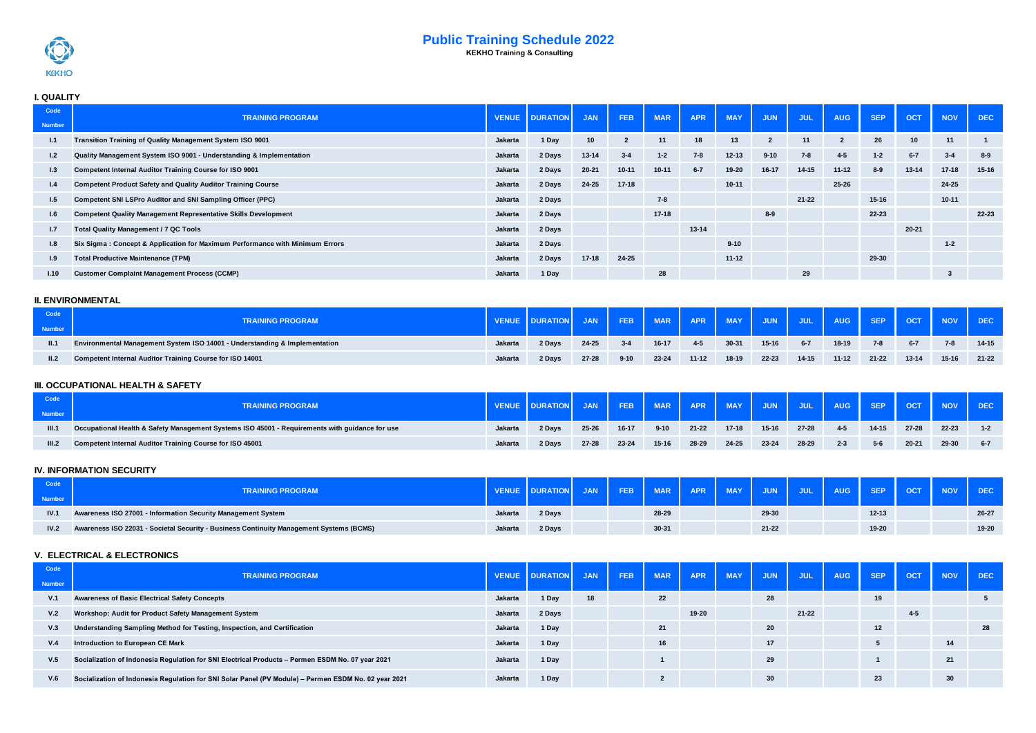# Public Training Schedule 2022

**KEKHO Training & Consulting**

## I. QUALITY

| Code Number | TRAINING PROGRAM | VENUE | DURATION | JAN | FEB | MAR | APR | MAY | JUN | JUL | AUG | SEP | OCT | NOV | DEC |
|---|---|---|---|---|---|---|---|---|---|---|---|---|---|---|---|
| I.1 | Transition Training of Quality Management System ISO 9001 | Jakarta | 1 Day | 10 | 2 | 11 | 18 | 13 | 2 | 11 | 2 | 26 | 10 | 11 | 1 |
| I.2 | Quality Management System ISO 9001 - Understanding & Implementation | Jakarta | 2 Days | 13-14 | 3-4 | 1-2 | 7-8 | 12-13 | 9-10 | 7-8 | 4-5 | 1-2 | 6-7 | 3-4 | 8-9 |
| I.3 | Competent Internal Auditor Training Course for ISO 9001 | Jakarta | 2 Days | 20-21 | 10-11 | 10-11 | 6-7 | 19-20 | 16-17 | 14-15 | 11-12 | 8-9 | 13-14 | 17-18 | 15-16 |
| I.4 | Competent Product Safety and Quality Auditor Training Course | Jakarta | 2 Days | 24-25 | 17-18 | | | 10-11 | | | 25-26 | | | 24-25 | |
| I.5 | Competent SNI LSPro Auditor and SNI Sampling Officer (PPC) | Jakarta | 2 Days | | | 7-8 | | | | 21-22 | | 15-16 | | 10-11 | |
| I.6 | Competent Quality Management Representative Skills Development | Jakarta | 2 Days | | | 17-18 | | | 8-9 | | | 22-23 | | | 22-23 |
| I.7 | Total Quality Management / 7 QC Tools | Jakarta | 2 Days | | | | 13-14 | | | | | | 20-21 | | |
| I.8 | Six Sigma : Concept & Application for Maximum Performance with Minimum Errors | Jakarta | 2 Days | | | | | 9-10 | | | | | | 1-2 | |
| I.9 | Total Productive Maintenance (TPM) | Jakarta | 2 Days | 17-18 | 24-25 | | | 11-12 | | | | 29-30 | | | |
| I.10 | Customer Complaint Management Process (CCMP) | Jakarta | 1 Day | | | 28 | | | | 29 | | | | 3 | |

## II. ENVIRONMENTAL

| Code Number | TRAINING PROGRAM | VENUE | DURATION | JAN | FEB | MAR | APR | MAY | JUN | JUL | AUG | SEP | OCT | NOV | DEC |
|---|---|---|---|---|---|---|---|---|---|---|---|---|---|---|---|
| II.1 | Environmental Management System ISO 14001 - Understanding & Implementation | Jakarta | 2 Days | 24-25 | 3-4 | 16-17 | 4-5 | 30-31 | 15-16 | 6-7 | 18-19 | 7-8 | 6-7 | 7-8 | 14-15 |
| II.2 | Competent Internal Auditor Training Course for ISO 14001 | Jakarta | 2 Days | 27-28 | 9-10 | 23-24 | 11-12 | 18-19 | 22-23 | 14-15 | 11-12 | 21-22 | 13-14 | 15-16 | 21-22 |

## III. OCCUPATIONAL HEALTH & SAFETY

| Code Number | TRAINING PROGRAM | VENUE | DURATION | JAN | FEB | MAR | APR | MAY | JUN | JUL | AUG | SEP | OCT | NOV | DEC |
|---|---|---|---|---|---|---|---|---|---|---|---|---|---|---|---|
| III.1 | Occupational Health & Safety Management Systems ISO 45001 - Requirements with guidance for use | Jakarta | 2 Days | 25-26 | 16-17 | 9-10 | 21-22 | 17-18 | 15-16 | 27-28 | 4-5 | 14-15 | 27-28 | 22-23 | 1-2 |
| III.2 | Competent Internal Auditor Training Course for ISO 45001 | Jakarta | 2 Days | 27-28 | 23-24 | 15-16 | 28-29 | 24-25 | 23-24 | 28-29 | 2-3 | 5-6 | 20-21 | 29-30 | 6-7 |

## IV. INFORMATION SECURITY

| Code Number | TRAINING PROGRAM | VENUE | DURATION | JAN | FEB | MAR | APR | MAY | JUN | JUL | AUG | SEP | OCT | NOV | DEC |
|---|---|---|---|---|---|---|---|---|---|---|---|---|---|---|---|
| IV.1 | Awareness ISO 27001 - Information Security Management System | Jakarta | 2 Days | | | 28-29 | | | 29-30 | | | 12-13 | | | 26-27 |
| IV.2 | Awareness ISO 22031 - Societal Security - Business Continuity Management Systems (BCMS) | Jakarta | 2 Days | | | 30-31 | | | 21-22 | | | 19-20 | | | 19-20 |

## V. ELECTRICAL & ELECTRONICS

| Code Number | TRAINING PROGRAM | VENUE | DURATION | JAN | FEB | MAR | APR | MAY | JUN | JUL | AUG | SEP | OCT | NOV | DEC |
|---|---|---|---|---|---|---|---|---|---|---|---|---|---|---|---|
| V.1 | Awareness of Basic Electrical Safety Concepts | Jakarta | 1 Day | 18 | | 22 | | | 28 | | | 19 | | | 5 |
| V.2 | Workshop: Audit for Product Safety Management System | Jakarta | 2 Days | | | | 19-20 | | | 21-22 | | | 4-5 | | |
| V.3 | Understanding Sampling Method for Testing, Inspection, and Certification | Jakarta | 1 Day | | | 21 | | | 20 | | | 12 | | | 28 |
| V.4 | Introduction to European CE Mark | Jakarta | 1 Day | | | 16 | | | 17 | | | 5 | | 14 | |
| V.5 | Socialization of Indonesia Regulation for SNI Electrical Products – Permen ESDM No. 07 year 2021 | Jakarta | 1 Day | | | 1 | | | 29 | | | 1 | | 21 | |
| V.6 | Socialization of Indonesia Regulation for SNI Solar Panel (PV Module) – Permen ESDM No. 02 year 2021 | Jakarta | 1 Day | | | 2 | | | 30 | | | 23 | | 30 | |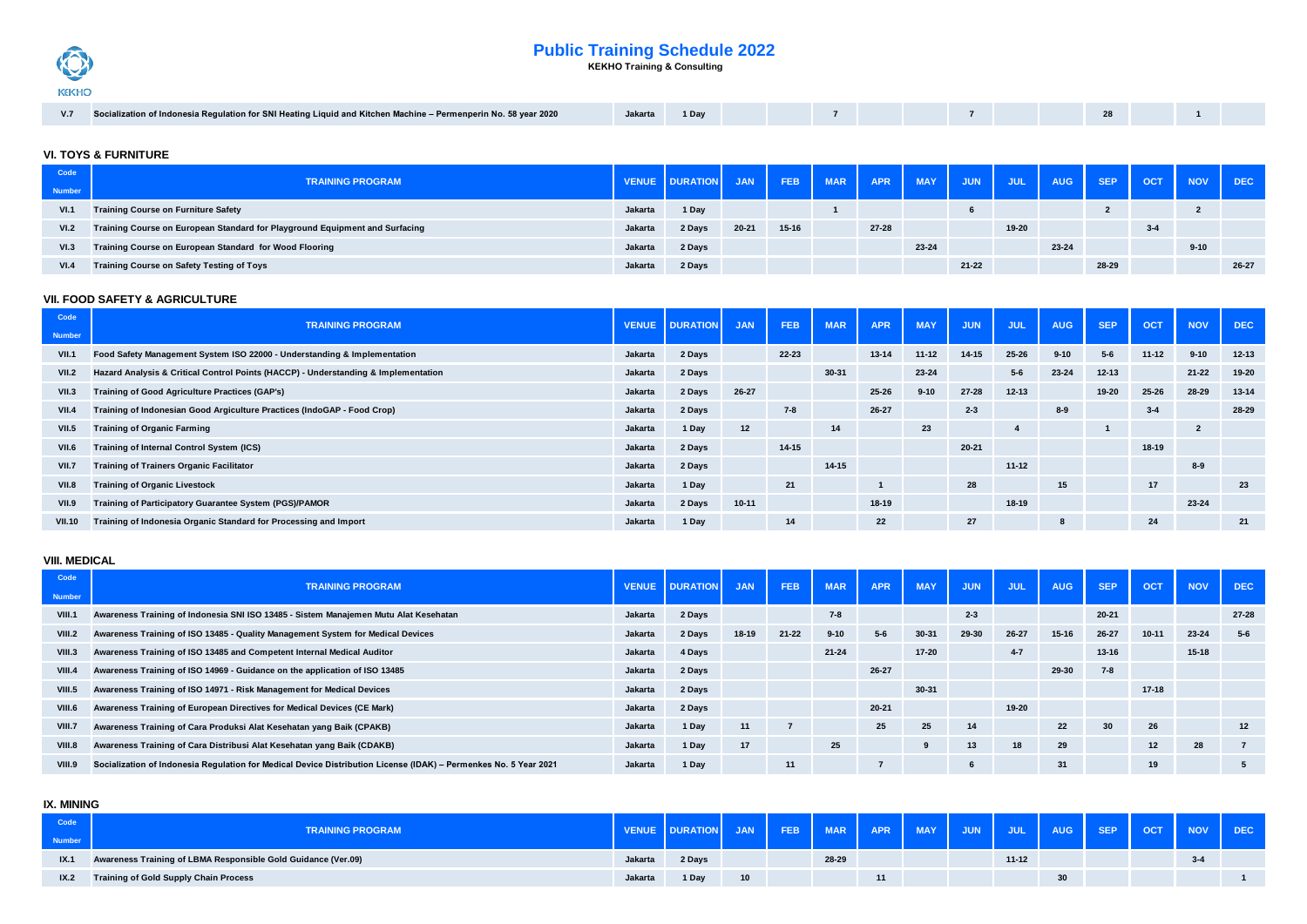| V.7 | Socialization of Indonesia Regulation for SNI Heating Liquid and Kitchen Machine – Permenperin No. 58 year 2020 | Jakarta | 1 Day | | | 7 | | | 7 | | | 28 | | 1 | |
|---|---|---|---|---|---|---|---|---|---|---|---|---|---|---|---|

## VI. TOYS & FURNITURE

| Code Number | TRAINING PROGRAM | VENUE | DURATION | JAN | FEB | MAR | APR | MAY | JUN | JUL | AUG | SEP | OCT | NOV | DEC |
|---|---|---|---|---|---|---|---|---|---|---|---|---|---|---|---|
| VI.1 | Training Course on Furniture Safety | Jakarta | 1 Day | | | 1 | | | 6 | | | 2 | | 2 | |
| VI.2 | Training Course on European Standard for Playground Equipment and Surfacing | Jakarta | 2 Days | 20-21 | 15-16 | | 27-28 | | | 19-20 | | | 3-4 | | |
| VI.3 | Training Course on European Standard for Wood Flooring | Jakarta | 2 Days | | | | | 23-24 | | | 23-24 | | | 9-10 | |
| VI.4 | Training Course on Safety Testing of Toys | Jakarta | 2 Days | | | | | | 21-22 | | | 28-29 | | | 26-27 |

## VII. FOOD SAFETY & AGRICULTURE

| Code Number | TRAINING PROGRAM | VENUE | DURATION | JAN | FEB | MAR | APR | MAY | JUN | JUL | AUG | SEP | OCT | NOV | DEC |
|---|---|---|---|---|---|---|---|---|---|---|---|---|---|---|---|
| VII.1 | Food Safety Management System ISO 22000 - Understanding & Implementation | Jakarta | 2 Days | | 22-23 | | 13-14 | 11-12 | 14-15 | 25-26 | 9-10 | 5-6 | 11-12 | 9-10 | 12-13 |
| VII.2 | Hazard Analysis & Critical Control Points (HACCP) - Understanding & Implementation | Jakarta | 2 Days | | | 30-31 | | 23-24 | | 5-6 | 23-24 | 12-13 | | 21-22 | 19-20 |
| VII.3 | Training of Good Agriculture Practices (GAP's) | Jakarta | 2 Days | 26-27 | | | 25-26 | 9-10 | 27-28 | 12-13 | | 19-20 | 25-26 | 28-29 | 13-14 |
| VII.4 | Training of Indonesian Good Argiculture Practices (IndoGAP - Food Crop) | Jakarta | 2 Days | | 7-8 | | 26-27 | | 2-3 | | 8-9 | | 3-4 | | 28-29 |
| VII.5 | Training of Organic Farming | Jakarta | 1 Day | 12 | | 14 | | 23 | | 4 | | 1 | | 2 | |
| VII.6 | Training of Internal Control System (ICS) | Jakarta | 2 Days | | 14-15 | | | | 20-21 | | | | 18-19 | | |
| VII.7 | Training of Trainers Organic Facilitator | Jakarta | 2 Days | | | 14-15 | | | | 11-12 | | | | 8-9 | |
| VII.8 | Training of Organic Livestock | Jakarta | 1 Day | | 21 | | 1 | | 28 | | 15 | | 17 | | 23 |
| VII.9 | Training of Participatory Guarantee System (PGS)/PAMOR | Jakarta | 2 Days | 10-11 | | | 18-19 | | | 18-19 | | | | 23-24 | |
| VII.10 | Training of Indonesia Organic Standard for Processing and Import | Jakarta | 1 Day | | 14 | | 22 | | 27 | | 8 | | 24 | | 21 |

## VIII. MEDICAL

| Code Number | TRAINING PROGRAM | VENUE | DURATION | JAN | FEB | MAR | APR | MAY | JUN | JUL | AUG | SEP | OCT | NOV | DEC |
|---|---|---|---|---|---|---|---|---|---|---|---|---|---|---|---|
| VIII.1 | Awareness Training of Indonesia SNI ISO 13485 - Sistem Manajemen Mutu Alat Kesehatan | Jakarta | 2 Days | | | 7-8 | | | 2-3 | | | 20-21 | | | 27-28 |
| VIII.2 | Awareness Training of ISO 13485 - Quality Management System for Medical Devices | Jakarta | 2 Days | 18-19 | 21-22 | 9-10 | 5-6 | 30-31 | 29-30 | 26-27 | 15-16 | 26-27 | 10-11 | 23-24 | 5-6 |
| VIII.3 | Awareness Training of ISO 13485 and Competent Internal Medical Auditor | Jakarta | 4 Days | | | 21-24 | | 17-20 | | 4-7 | | 13-16 | | 15-18 | |
| VIII.4 | Awareness Training of ISO 14969 - Guidance on the application of ISO 13485 | Jakarta | 2 Days | | | | 26-27 | | | | 29-30 | 7-8 | | | |
| VIII.5 | Awareness Training of ISO 14971 - Risk Management for Medical Devices | Jakarta | 2 Days | | | | | 30-31 | | | | | 17-18 | | |
| VIII.6 | Awareness Training of European Directives for Medical Devices (CE Mark) | Jakarta | 2 Days | | | | 20-21 | | | 19-20 | | | | | |
| VIII.7 | Awareness Training of Cara Produksi Alat Kesehatan yang Baik (CPAKB) | Jakarta | 1 Day | 11 | 7 | | 25 | 25 | 14 | | 22 | 30 | 26 | | 12 |
| VIII.8 | Awareness Training of Cara Distribusi Alat Kesehatan yang Baik (CDAKB) | Jakarta | 1 Day | 17 | | 25 | | 9 | 13 | 18 | 29 | | 12 | 28 | 7 |
| VIII.9 | Socialization of Indonesia Regulation for Medical Device Distribution License (IDAK) – Permenkes No. 5 Year 2021 | Jakarta | 1 Day | | 11 | | 7 | | 6 | | 31 | | 19 | | 5 |

## IX. MINING

| Code Number | TRAINING PROGRAM | VENUE | DURATION | JAN | FEB | MAR | APR | MAY | JUN | JUL | AUG | SEP | OCT | NOV | DEC |
|---|---|---|---|---|---|---|---|---|---|---|---|---|---|---|---|
| IX.1 | Awareness Training of LBMA Responsible Gold Guidance (Ver.09) | Jakarta | 2 Days | | | 28-29 | | | | 11-12 | | | | 3-4 | |
| IX.2 | Training of Gold Supply Chain Process | Jakarta | 1 Day | 10 | | | 11 | | | | 30 | | | | 1 |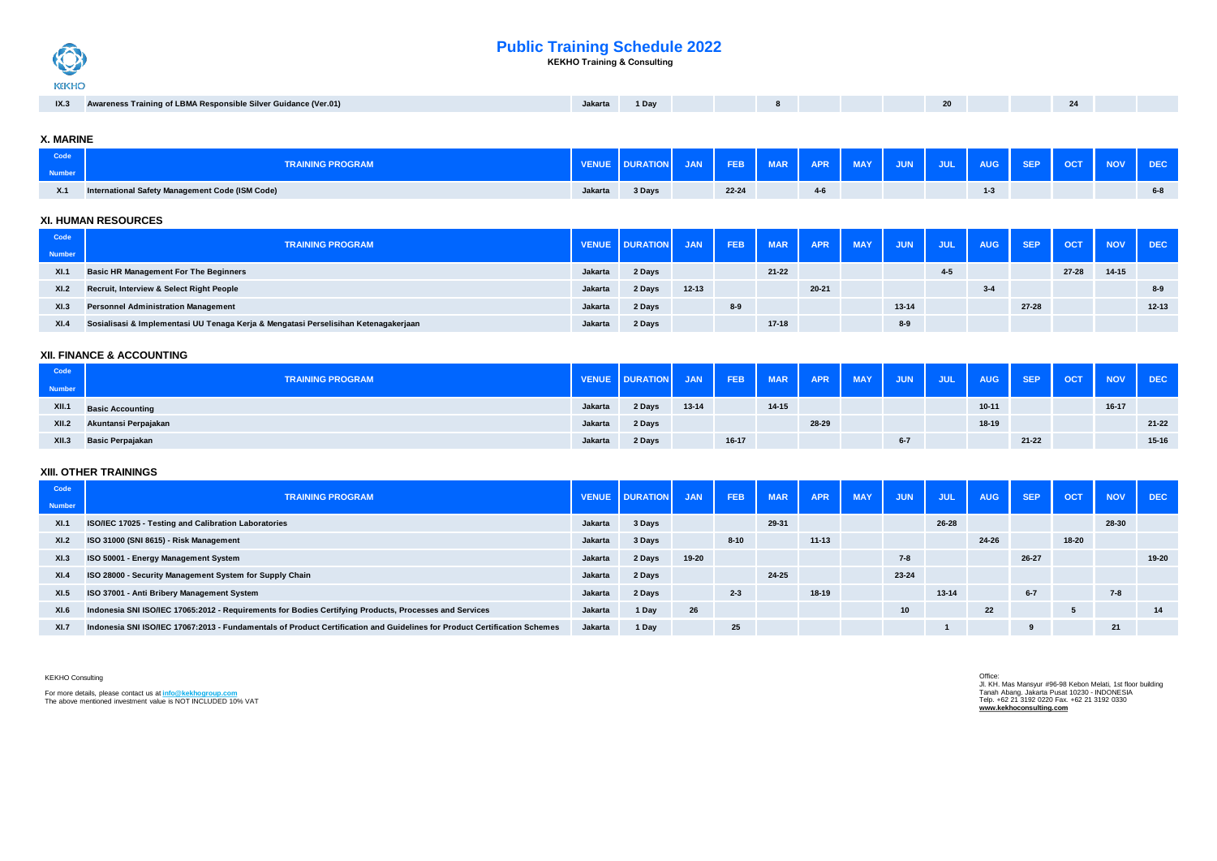# Public Training Schedule 2022

**KEKHO Training & Consulting**

| | | | | | | | | | | | | | | | |
|---|---|---|---|---|---|---|---|---|---|---|---|---|---|---|---|
| IX.3 | Awareness Training of LBMA Responsible Silver Guidance (Ver.01) | Jakarta | 1 Day | | | 8 | | | | 20 | | | 24 | | |

## X. MARINE

| Code Number | TRAINING PROGRAM | VENUE | DURATION | JAN | FEB | MAR | APR | MAY | JUN | JUL | AUG | SEP | OCT | NOV | DEC |
|---|---|---|---|---|---|---|---|---|---|---|---|---|---|---|---|
| X.1 | International Safety Management Code (ISM Code) | Jakarta | 3 Days | | 22-24 | | 4-6 | | | | 1-3 | | | | 6-8 |

## XI. HUMAN RESOURCES

| Code Number | TRAINING PROGRAM | VENUE | DURATION | JAN | FEB | MAR | APR | MAY | JUN | JUL | AUG | SEP | OCT | NOV | DEC |
|---|---|---|---|---|---|---|---|---|---|---|---|---|---|---|---|
| XI.1 | Basic HR Management For The Beginners | Jakarta | 2 Days | | | 21-22 | | | | 4-5 | | | 27-28 | 14-15 | |
| XI.2 | Recruit, Interview & Select Right People | Jakarta | 2 Days | 12-13 | | | 20-21 | | | | 3-4 | | | | 8-9 |
| XI.3 | Personnel Administration Management | Jakarta | 2 Days | | 8-9 | | | | 13-14 | | | 27-28 | | | 12-13 |
| XI.4 | Sosialisasi & Implementasi UU Tenaga Kerja & Mengatasi Perselisihan Ketenagakerjaan | Jakarta | 2 Days | | | 17-18 | | | 8-9 | | | | | | |

## XII. FINANCE & ACCOUNTING

| Code Number | TRAINING PROGRAM | VENUE | DURATION | JAN | FEB | MAR | APR | MAY | JUN | JUL | AUG | SEP | OCT | NOV | DEC |
|---|---|---|---|---|---|---|---|---|---|---|---|---|---|---|---|
| XII.1 | Basic Accounting | Jakarta | 2 Days | 13-14 | | 14-15 | | | | | 10-11 | | | 16-17 | |
| XII.2 | Akuntansi Perpajakan | Jakarta | 2 Days | | | | 28-29 | | | | 18-19 | | | | 21-22 |
| XII.3 | Basic Perpajakan | Jakarta | 2 Days | | 16-17 | | | | 6-7 | | | 21-22 | | | 15-16 |

## XIII. OTHER TRAININGS

| Code Number | TRAINING PROGRAM | VENUE | DURATION | JAN | FEB | MAR | APR | MAY | JUN | JUL | AUG | SEP | OCT | NOV | DEC |
|---|---|---|---|---|---|---|---|---|---|---|---|---|---|---|---|
| XI.1 | ISO/IEC 17025 - Testing and Calibration Laboratories | Jakarta | 3 Days | | | 29-31 | | | | 26-28 | | | | 28-30 | |
| XI.2 | ISO 31000 (SNI 8615) - Risk Management | Jakarta | 3 Days | | 8-10 | | 11-13 | | | | 24-26 | | 18-20 | | |
| XI.3 | ISO 50001 - Energy Management System | Jakarta | 2 Days | 19-20 | | | | | 7-8 | | | 26-27 | | | 19-20 |
| XI.4 | ISO 28000 - Security Management System for Supply Chain | Jakarta | 2 Days | | | 24-25 | | | 23-24 | | | | | | |
| XI.5 | ISO 37001 - Anti Bribery Management System | Jakarta | 2 Days | | 2-3 | | 18-19 | | | 13-14 | | 6-7 | | 7-8 | |
| XI.6 | Indonesia SNI ISO/IEC 17065:2012 - Requirements for Bodies Certifying Products, Processes and Services | Jakarta | 1 Day | 26 | | | | | 10 | | 22 | | 5 | | 14 |
| XI.7 | Indonesia SNI ISO/IEC 17067:2013 - Fundamentals of Product Certification and Guidelines for Product Certification Schemes | Jakarta | 1 Day | | 25 | | | | | 1 | | 9 | | 21 | |

KEKHO Consulting

For more details, please contact us at info@kekhogroup.com
The above mentioned investment value is NOT INCLUDED 10% VAT

Office:
Jl. KH. Mas Mansyur #96-98 Kebon Melati, 1st floor building
Tanah Abang, Jakarta Pusat 10230 - INDONESIA
Telp. +62 21 3192 0220 Fax. +62 21 3192 0330
www.kekhoconsulting.com